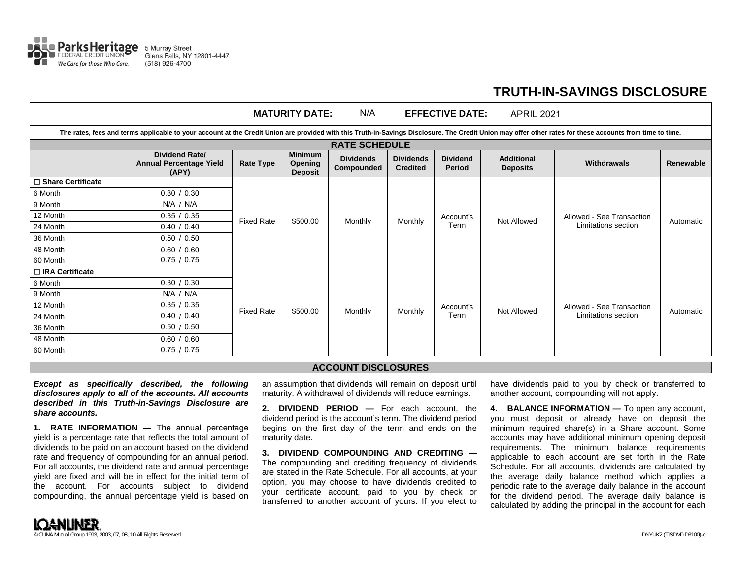Parks Heritage FEDERAL CREDIT UNION
We Care for those Who Care.
5 Murray Street
Glens Falls, NY 12801-4447
(518) 926-4700

# TRUTH-IN-SAVINGS DISCLOSURE

**MATURITY DATE:** N/A **EFFECTIVE DATE:** APRIL 2021

**The rates, fees and terms applicable to your account at the Credit Union are provided with this Truth-in-Savings Disclosure. The Credit Union may offer other rates for these accounts from time to time.**

## RATE SCHEDULE

| | Dividend Rate/ Annual Percentage Yield (APY) | Rate Type | Minimum Opening Deposit | Dividends Compounded | Dividends Credited | Dividend Period | Additional Deposits | Withdrawals | Renewable |
|---|---|---|---|---|---|---|---|---|---|
| ☐ **Share Certificate** | | Fixed Rate | $500.00 | Monthly | Monthly | Account's Term | Not Allowed | Allowed - See Transaction Limitations section | Automatic |
| 6 Month | 0.30 / 0.30 | | | | | | | | |
| 9 Month | N/A / N/A | | | | | | | | |
| 12 Month | 0.35 / 0.35 | | | | | | | | |
| 24 Month | 0.40 / 0.40 | | | | | | | | |
| 36 Month | 0.50 / 0.50 | | | | | | | | |
| 48 Month | 0.60 / 0.60 | | | | | | | | |
| 60 Month | 0.75 / 0.75 | | | | | | | | |
| ☐ **IRA Certificate** | | Fixed Rate | $500.00 | Monthly | Monthly | Account's Term | Not Allowed | Allowed - See Transaction Limitations section | Automatic |
| 6 Month | 0.30 / 0.30 | | | | | | | | |
| 9 Month | N/A / N/A | | | | | | | | |
| 12 Month | 0.35 / 0.35 | | | | | | | | |
| 24 Month | 0.40 / 0.40 | | | | | | | | |
| 36 Month | 0.50 / 0.50 | | | | | | | | |
| 48 Month | 0.60 / 0.60 | | | | | | | | |
| 60 Month | 0.75 / 0.75 | | | | | | | | |

## ACCOUNT DISCLOSURES

***Except as specifically described, the following disclosures apply to all of the accounts. All accounts described in this Truth-in-Savings Disclosure are share accounts.***

**1. RATE INFORMATION —** The annual percentage yield is a percentage rate that reflects the total amount of dividends to be paid on an account based on the dividend rate and frequency of compounding for an annual period. For all accounts, the dividend rate and annual percentage yield are fixed and will be in effect for the initial term of the account. For accounts subject to dividend compounding, the annual percentage yield is based on an assumption that dividends will remain on deposit until maturity. A withdrawal of dividends will reduce earnings.

**2. DIVIDEND PERIOD —** For each account, the dividend period is the account's term. The dividend period begins on the first day of the term and ends on the maturity date.

**3. DIVIDEND COMPOUNDING AND CREDITING —** The compounding and crediting frequency of dividends are stated in the Rate Schedule. For all accounts, at your option, you may choose to have dividends credited to your certificate account, paid to you by check or transferred to another account of yours. If you elect to have dividends paid to you by check or transferred to another account, compounding will not apply.

**4. BALANCE INFORMATION —** To open any account, you must deposit or already have on deposit the minimum required share(s) in a Share account. Some accounts may have additional minimum opening deposit requirements. The minimum balance requirements applicable to each account are set forth in the Rate Schedule. For all accounts, dividends are calculated by the average daily balance method which applies a periodic rate to the average daily balance in the account for the dividend period. The average daily balance is calculated by adding the principal in the account for each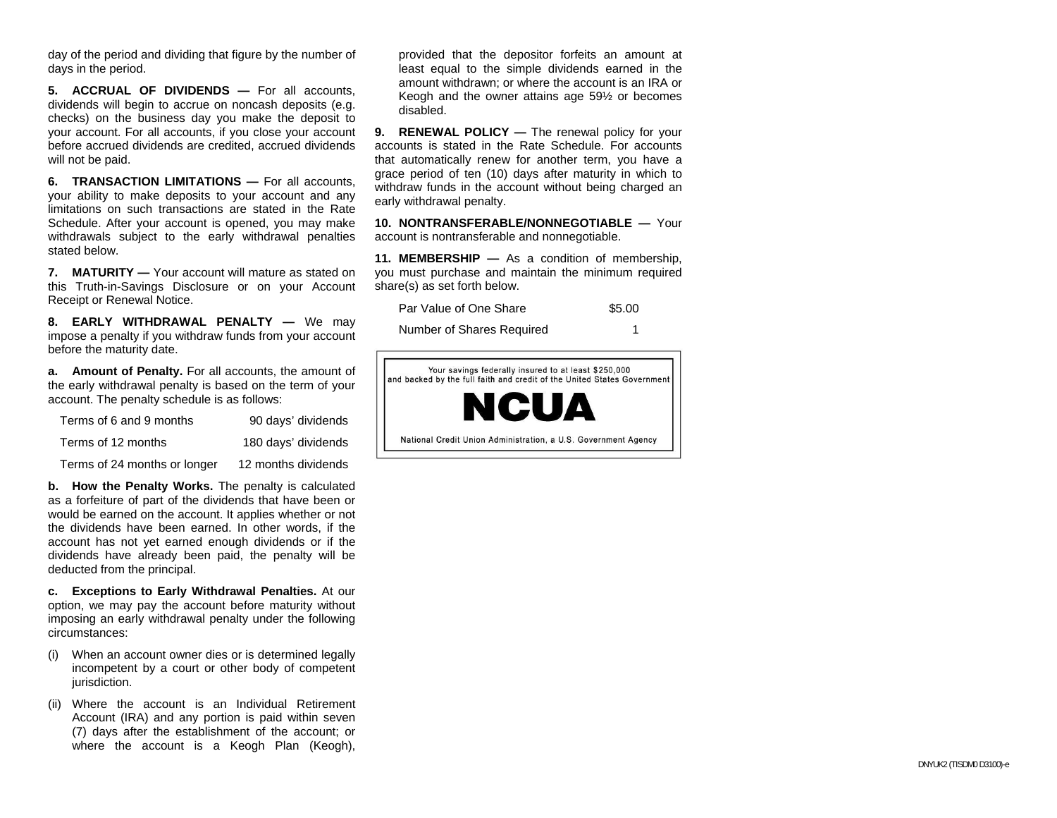day of the period and dividing that figure by the number of days in the period.

**5. ACCRUAL OF DIVIDENDS —** For all accounts, dividends will begin to accrue on noncash deposits (e.g. checks) on the business day you make the deposit to your account. For all accounts, if you close your account before accrued dividends are credited, accrued dividends will not be paid.

**6. TRANSACTION LIMITATIONS —** For all accounts, your ability to make deposits to your account and any limitations on such transactions are stated in the Rate Schedule. After your account is opened, you may make withdrawals subject to the early withdrawal penalties stated below.

**7. MATURITY —** Your account will mature as stated on this Truth-in-Savings Disclosure or on your Account Receipt or Renewal Notice.

**8. EARLY WITHDRAWAL PENALTY —** We may impose a penalty if you withdraw funds from your account before the maturity date.

**a. Amount of Penalty.** For all accounts, the amount of the early withdrawal penalty is based on the term of your account. The penalty schedule is as follows:

| | |
|---|---|
| Terms of 6 and 9 months | 90 days' dividends |
| Terms of 12 months | 180 days' dividends |
| Terms of 24 months or longer | 12 months dividends |

**b. How the Penalty Works.** The penalty is calculated as a forfeiture of part of the dividends that have been or would be earned on the account. It applies whether or not the dividends have been earned. In other words, if the account has not yet earned enough dividends or if the dividends have already been paid, the penalty will be deducted from the principal.

**c. Exceptions to Early Withdrawal Penalties.** At our option, we may pay the account before maturity without imposing an early withdrawal penalty under the following circumstances:

(i) When an account owner dies or is determined legally incompetent by a court or other body of competent jurisdiction.

(ii) Where the account is an Individual Retirement Account (IRA) and any portion is paid within seven (7) days after the establishment of the account; or where the account is a Keogh Plan (Keogh), provided that the depositor forfeits an amount at least equal to the simple dividends earned in the amount withdrawn; or where the account is an IRA or Keogh and the owner attains age 59½ or becomes disabled.

**9. RENEWAL POLICY —** The renewal policy for your accounts is stated in the Rate Schedule. For accounts that automatically renew for another term, you have a grace period of ten (10) days after maturity in which to withdraw funds in the account without being charged an early withdrawal penalty.

**10. NONTRANSFERABLE/NONNEGOTIABLE —** Your account is nontransferable and nonnegotiable.

**11. MEMBERSHIP —** As a condition of membership, you must purchase and maintain the minimum required share(s) as set forth below.

| | |
|---|---|
| Par Value of One Share | $5.00 |
| Number of Shares Required | 1 |

Your savings federally insured to at least $250,000 and backed by the full faith and credit of the United States Government

NCUA

National Credit Union Administration, a U.S. Government Agency

DNYUK2 (TISDM0 D3100)-e